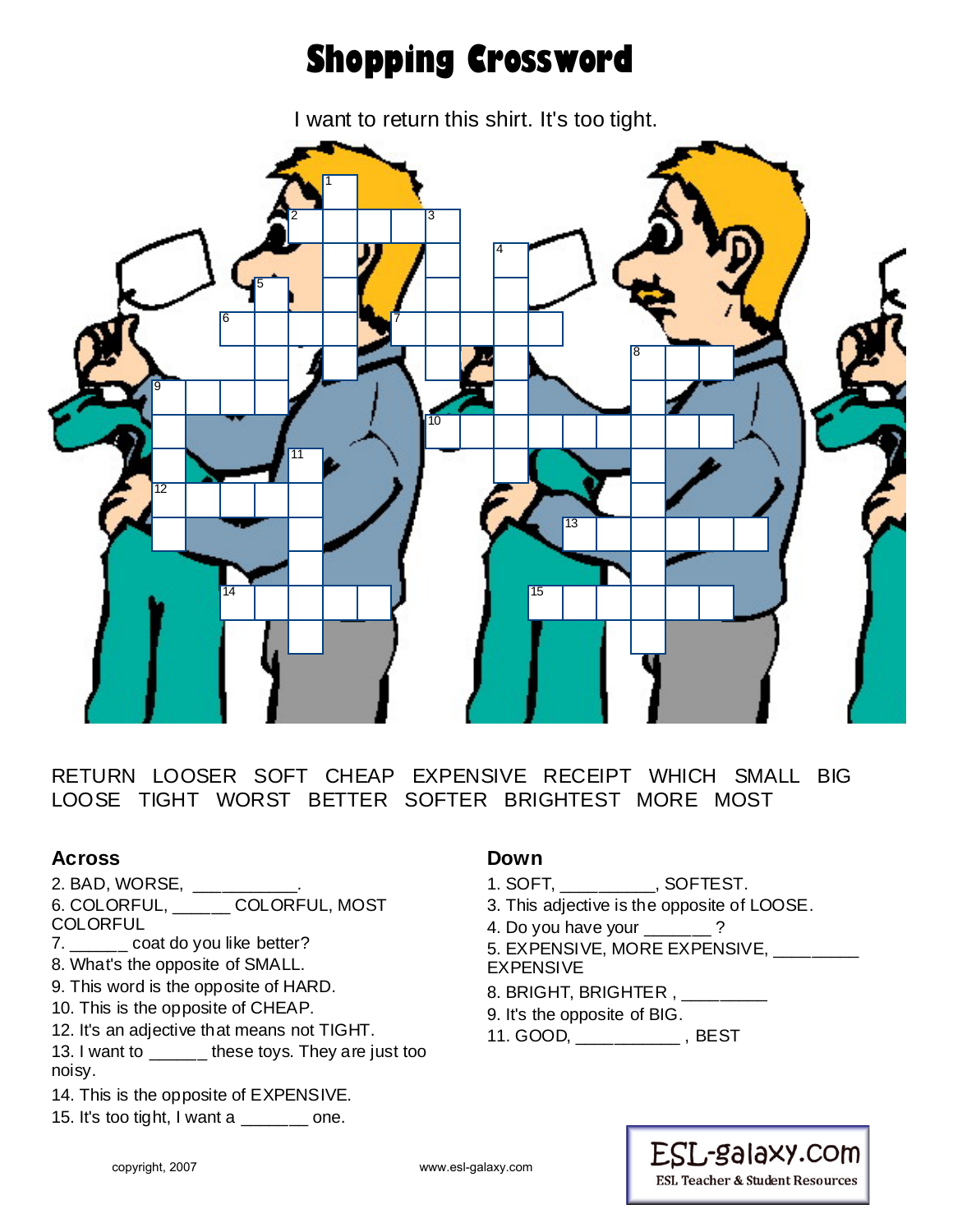# Shopping Crossword

I want to return this shirt. It's too tight.

RETURN LOOSER SOFT CHEAP EXPENSIVE RECEIPT WHICH SMALL BIG LOOSE TIGHT WORST BETTER SOFTER BRIGHTEST MORE MOST

## Across

2. BAD, WORSE, ___________.
6. COLORFUL, ______ COLORFUL, MOST COLORFUL
7. ______ coat do you like better?
8. What's the opposite of SMALL.
9. This word is the opposite of HARD.
10. This is the opposite of CHEAP.
12. It's an adjective that means not TIGHT.
13. I want to ______ these toys. They are just too noisy.
14. This is the opposite of EXPENSIVE.
15. It's too tight, I want a _______ one.

## Down

1. SOFT, __________, SOFTEST.
3. This adjective is the opposite of LOOSE.
4. Do you have your _______ ?
5. EXPENSIVE, MORE EXPENSIVE, _________ EXPENSIVE
8. BRIGHT, BRIGHTER , _________
9. It's the opposite of BIG.
11. GOOD, ___________ , BEST

copyright, 2007

www.esl-galaxy.com

ESL-galaxy.com
ESL Teacher & Student Resources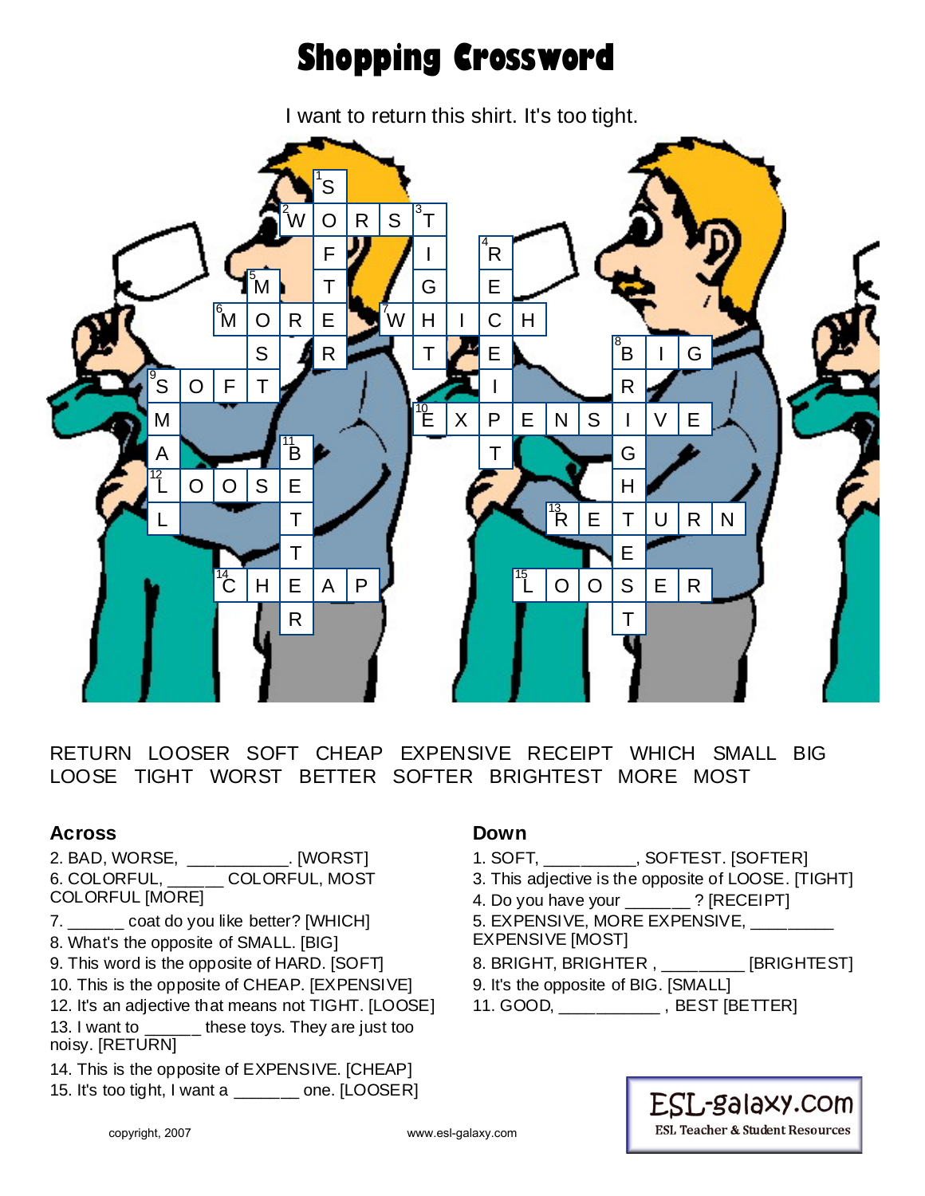# Shopping Crossword

I want to return this shirt. It's too tight.

RETURN LOOSER SOFT CHEAP EXPENSIVE RECEIPT WHICH SMALL BIG
LOOSE TIGHT WORST BETTER SOFTER BRIGHTEST MORE MOST

### Across

2. BAD, WORSE, __________. [WORST]
6. COLORFUL, ______ COLORFUL, MOST COLORFUL [MORE]
7. ______ coat do you like better? [WHICH]
8. What's the opposite of SMALL. [BIG]
9. This word is the opposite of HARD. [SOFT]
10. This is the opposite of CHEAP. [EXPENSIVE]
12. It's an adjective that means not TIGHT. [LOOSE]
13. I want to ______ these toys. They are just too noisy. [RETURN]
14. This is the opposite of EXPENSIVE. [CHEAP]
15. It's too tight, I want a _______ one. [LOOSER]

### Down

1. SOFT, _________, SOFTEST. [SOFTER]
3. This adjective is the opposite of LOOSE. [TIGHT]
4. Do you have your _______ ? [RECEIPT]
5. EXPENSIVE, MORE EXPENSIVE, _________ EXPENSIVE [MOST]
8. BRIGHT, BRIGHTER , _________ [BRIGHTEST]
9. It's the opposite of BIG. [SMALL]
11. GOOD, __________ , BEST [BETTER]

copyright, 2007

www.esl-galaxy.com

ESL-galaxy.com
ESL Teacher & Student Resources